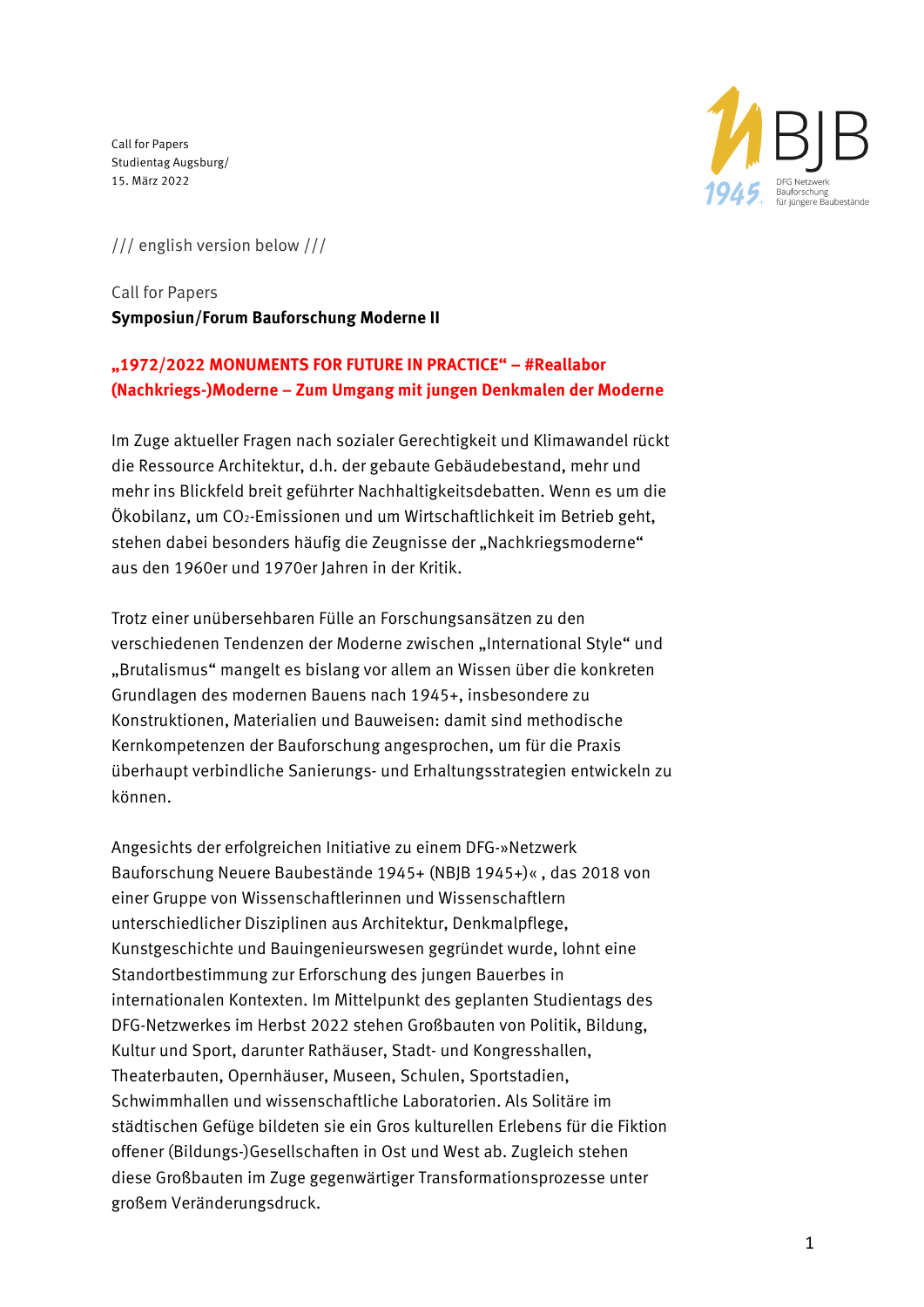Call for Papers
Studientag Augsburg/
15. März 2022

/// english version below ///

Call for Papers

**Symposiun/Forum Bauforschung Moderne II**

## „1972/2022 MONUMENTS FOR FUTURE IN PRACTICE" – #Reallabor (Nachkriegs-)Moderne – Zum Umgang mit jungen Denkmalen der Moderne

Im Zuge aktueller Fragen nach sozialer Gerechtigkeit und Klimawandel rückt die Ressource Architektur, d.h. der gebaute Gebäudebestand, mehr und mehr ins Blickfeld breit geführter Nachhaltigkeitsdebatten. Wenn es um die Ökobilanz, um $CO_2$-Emissionen und um Wirtschaftlichkeit im Betrieb geht, stehen dabei besonders häufig die Zeugnisse der „Nachkriegsmoderne" aus den 1960er und 1970er Jahren in der Kritik.

Trotz einer unübersehbaren Fülle an Forschungsansätzen zu den verschiedenen Tendenzen der Moderne zwischen „International Style" und „Brutalismus" mangelt es bislang vor allem an Wissen über die konkreten Grundlagen des modernen Bauens nach 1945+, insbesondere zu Konstruktionen, Materialien und Bauweisen: damit sind methodische Kernkompetenzen der Bauforschung angesprochen, um für die Praxis überhaupt verbindliche Sanierungs- und Erhaltungsstrategien entwickeln zu können.

Angesichts der erfolgreichen Initiative zu einem DFG-»Netzwerk Bauforschung Neuere Baubestände 1945+ (NBJB 1945+)« , das 2018 von einer Gruppe von Wissenschaftlerinnen und Wissenschaftlern unterschiedlicher Disziplinen aus Architektur, Denkmalpflege, Kunstgeschichte und Bauingenieurswesen gegründet wurde, lohnt eine Standortbestimmung zur Erforschung des jungen Bauerbes in internationalen Kontexten. Im Mittelpunkt des geplanten Studientags des DFG-Netzwerkes im Herbst 2022 stehen Großbauten von Politik, Bildung, Kultur und Sport, darunter Rathäuser, Stadt- und Kongresshallen, Theaterbauten, Opernhäuser, Museen, Schulen, Sportstadien, Schwimmhallen und wissenschaftliche Laboratorien. Als Solitäre im städtischen Gefüge bildeten sie ein Gros kulturellen Erlebens für die Fiktion offener (Bildungs-)Gesellschaften in Ost und West ab. Zugleich stehen diese Großbauten im Zuge gegenwärtiger Transformationsprozesse unter großem Veränderungsdruck.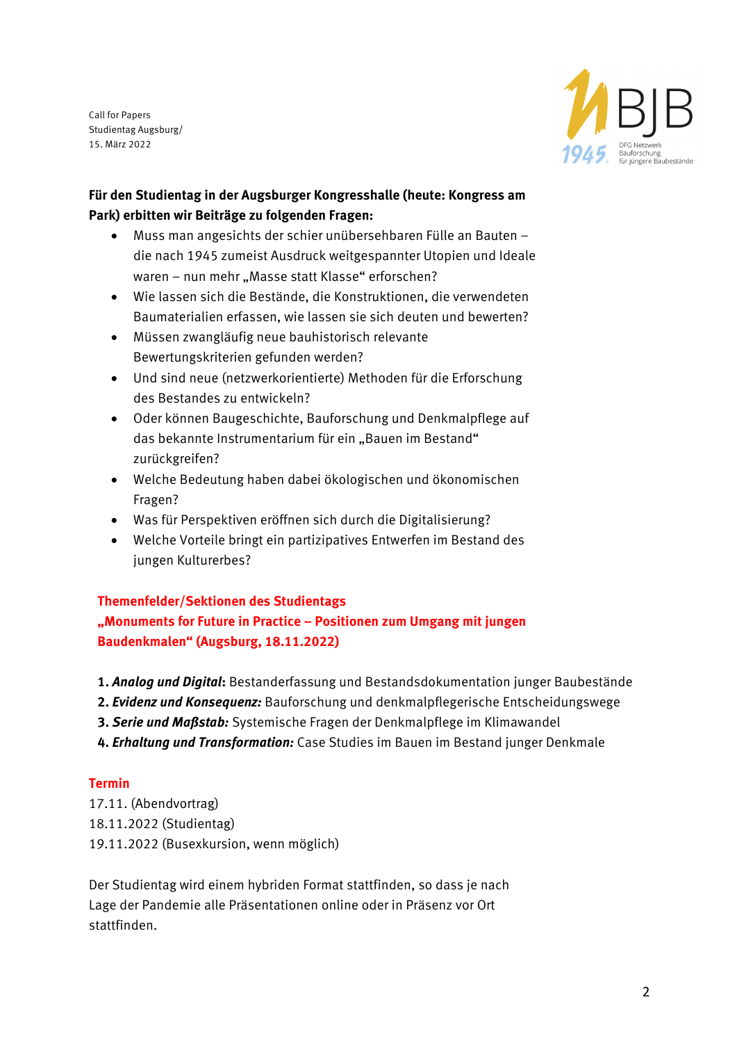Call for Papers
Studientag Augsburg/
15. März 2022

**Für den Studientag in der Augsburger Kongresshalle (heute: Kongress am Park) erbitten wir Beiträge zu folgenden Fragen:**

- Muss man angesichts der schier unübersehbaren Fülle an Bauten – die nach 1945 zumeist Ausdruck weitgespannter Utopien und Ideale waren – nun mehr „Masse statt Klasse“ erforschen?
- Wie lassen sich die Bestände, die Konstruktionen, die verwendeten Baumaterialien erfassen, wie lassen sie sich deuten und bewerten?
- Müssen zwangläufig neue bauhistorisch relevante Bewertungskriterien gefunden werden?
- Und sind neue (netzwerkorientierte) Methoden für die Erforschung des Bestandes zu entwickeln?
- Oder können Baugeschichte, Bauforschung und Denkmalpflege auf das bekannte Instrumentarium für ein „Bauen im Bestand“ zurückgreifen?
- Welche Bedeutung haben dabei ökologischen und ökonomischen Fragen?
- Was für Perspektiven eröffnen sich durch die Digitalisierung?
- Welche Vorteile bringt ein partizipatives Entwerfen im Bestand des jungen Kulturerbes?

**Themenfelder/Sektionen des Studientags „Monuments for Future in Practice – Positionen zum Umgang mit jungen Baudenkmalen“ (Augsburg, 18.11.2022)**

1. ***Analog und Digital*****:** Bestanderfassung und Bestandsdokumentation junger Baubestände
2. ***Evidenz und Konsequenz:*** Bauforschung und denkmalpflegerische Entscheidungswege
3. ***Serie und Maßstab:*** Systemische Fragen der Denkmalpflege im Klimawandel
4. ***Erhaltung und Transformation:*** Case Studies im Bauen im Bestand junger Denkmale

**Termin**

17.11. (Abendvortrag)
18.11.2022 (Studientag)
19.11.2022 (Busexkursion, wenn möglich)

Der Studientag wird einem hybriden Format stattfinden, so dass je nach Lage der Pandemie alle Präsentationen online oder in Präsenz vor Ort stattfinden.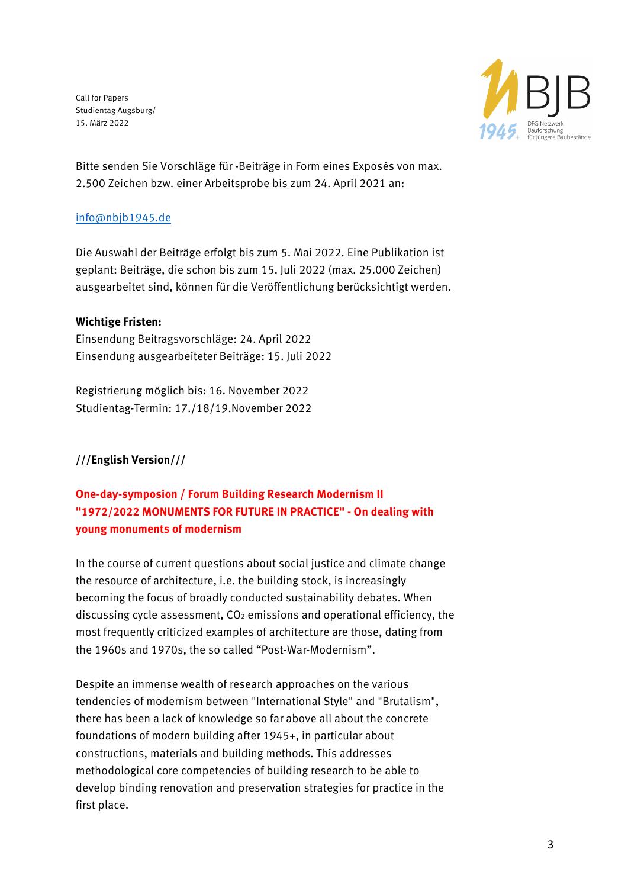Call for Papers
Studientag Augsburg/
15. März 2022

Bitte senden Sie Vorschläge für -Beiträge in Form eines Exposés von max. 2.500 Zeichen bzw. einer Arbeitsprobe bis zum 24. April 2021 an:

info@nbjb1945.de

Die Auswahl der Beiträge erfolgt bis zum 5. Mai 2022. Eine Publikation ist geplant: Beiträge, die schon bis zum 15. Juli 2022 (max. 25.000 Zeichen) ausgearbeitet sind, können für die Veröffentlichung berücksichtigt werden.

**Wichtige Fristen:**
Einsendung Beitragsvorschläge: 24. April 2022
Einsendung ausgearbeiteter Beiträge: 15. Juli 2022

Registrierung möglich bis: 16. November 2022
Studientag-Termin: 17./18/19.November 2022

**///English Version///**

## One-day-symposion / Forum Building Research Modernism II "1972/2022 MONUMENTS FOR FUTURE IN PRACTICE" - On dealing with young monuments of modernism

In the course of current questions about social justice and climate change the resource of architecture, i.e. the building stock, is increasingly becoming the focus of broadly conducted sustainability debates. When discussing cycle assessment, $CO_2$ emissions and operational efficiency, the most frequently criticized examples of architecture are those, dating from the 1960s and 1970s, the so called “Post-War-Modernism”.

Despite an immense wealth of research approaches on the various tendencies of modernism between "International Style" and "Brutalism", there has been a lack of knowledge so far above all about the concrete foundations of modern building after 1945+, in particular about constructions, materials and building methods. This addresses methodological core competencies of building research to be able to develop binding renovation and preservation strategies for practice in the first place.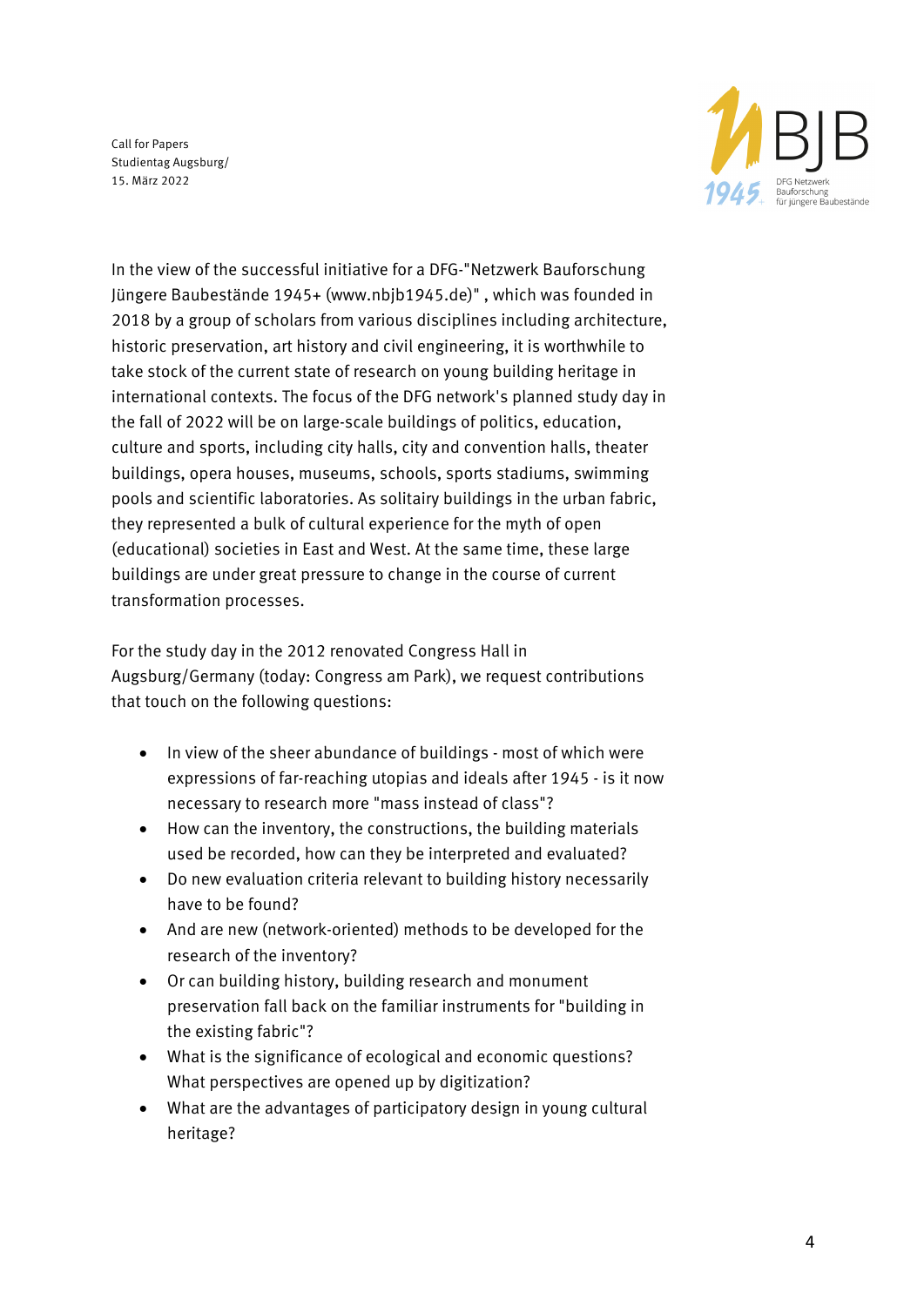Call for Papers
Studientag Augsburg/
15. März 2022

In the view of the successful initiative for a DFG-"Netzwerk Bauforschung Jüngere Baubestände 1945+ (www.nbjb1945.de)" , which was founded in 2018 by a group of scholars from various disciplines including architecture, historic preservation, art history and civil engineering, it is worthwhile to take stock of the current state of research on young building heritage in international contexts. The focus of the DFG network's planned study day in the fall of 2022 will be on large-scale buildings of politics, education, culture and sports, including city halls, city and convention halls, theater buildings, opera houses, museums, schools, sports stadiums, swimming pools and scientific laboratories. As solitairy buildings in the urban fabric, they represented a bulk of cultural experience for the myth of open (educational) societies in East and West. At the same time, these large buildings are under great pressure to change in the course of current transformation processes.

For the study day in the 2012 renovated Congress Hall in Augsburg/Germany (today: Congress am Park), we request contributions that touch on the following questions:

- In view of the sheer abundance of buildings - most of which were expressions of far-reaching utopias and ideals after 1945 - is it now necessary to research more "mass instead of class"?
- How can the inventory, the constructions, the building materials used be recorded, how can they be interpreted and evaluated?
- Do new evaluation criteria relevant to building history necessarily have to be found?
- And are new (network-oriented) methods to be developed for the research of the inventory?
- Or can building history, building research and monument preservation fall back on the familiar instruments for "building in the existing fabric"?
- What is the significance of ecological and economic questions? What perspectives are opened up by digitization?
- What are the advantages of participatory design in young cultural heritage?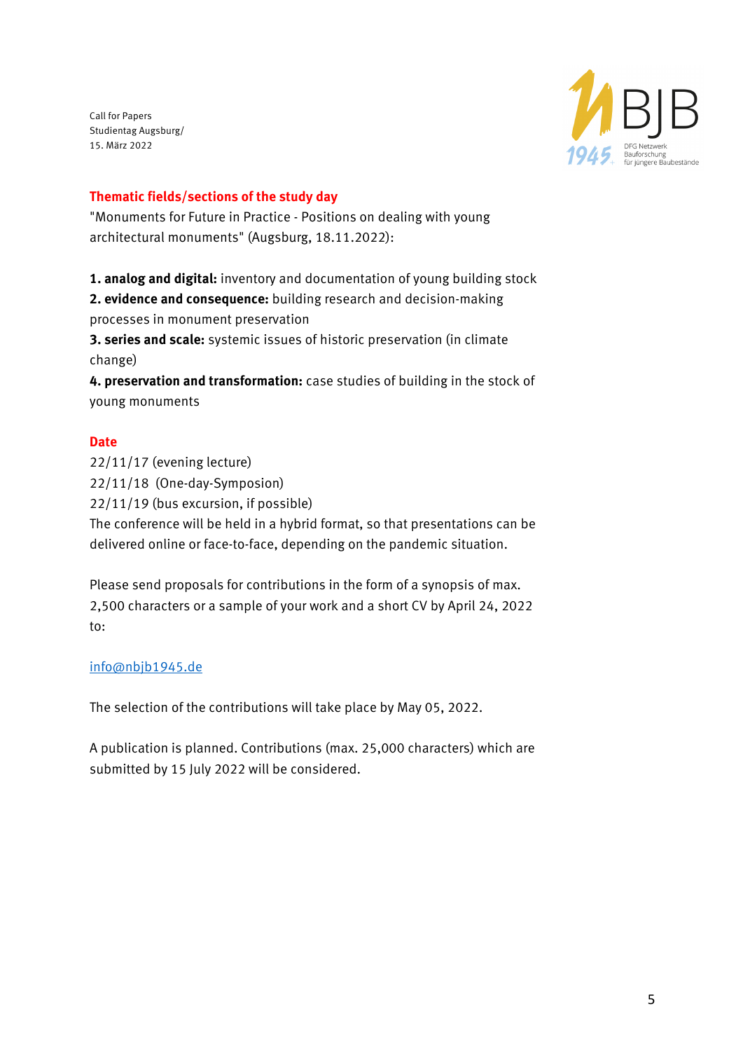Call for Papers
Studientag Augsburg/
15. März 2022

## Thematic fields/sections of the study day

"Monuments for Future in Practice - Positions on dealing with young architectural monuments" (Augsburg, 18.11.2022):

**1. analog and digital:** inventory and documentation of young building stock
**2. evidence and consequence:** building research and decision-making processes in monument preservation
**3. series and scale:** systemic issues of historic preservation (in climate change)
**4. preservation and transformation:** case studies of building in the stock of young monuments

## Date

22/11/17 (evening lecture)
22/11/18 (One-day-Symposion)
22/11/19 (bus excursion, if possible)
The conference will be held in a hybrid format, so that presentations can be delivered online or face-to-face, depending on the pandemic situation.

Please send proposals for contributions in the form of a synopsis of max. 2,500 characters or a sample of your work and a short CV by April 24, 2022 to:

info@nbjb1945.de

The selection of the contributions will take place by May 05, 2022.

A publication is planned. Contributions (max. 25,000 characters) which are submitted by 15 July 2022 will be considered.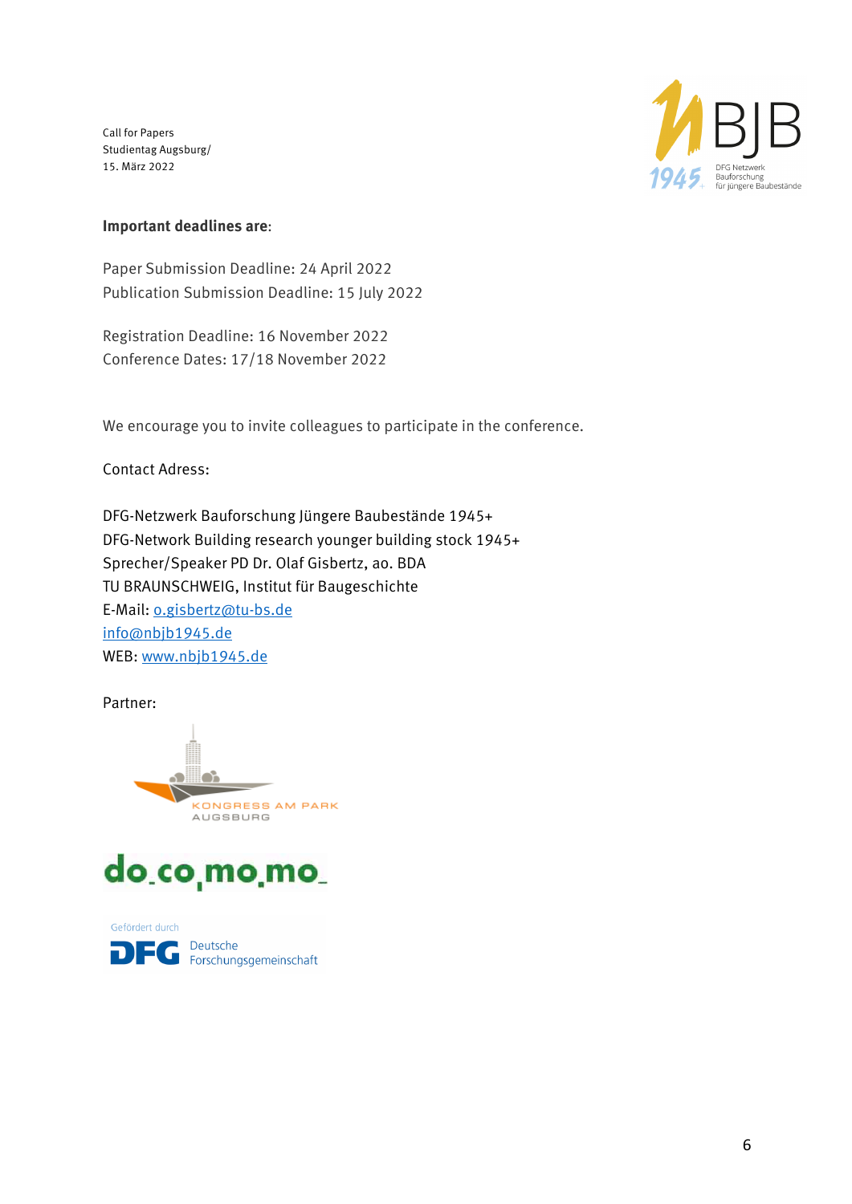Call for Papers
Studientag Augsburg/
15. März 2022

**Important deadlines are**:

Paper Submission Deadline: 24 April 2022
Publication Submission Deadline: 15 July 2022

Registration Deadline: 16 November 2022
Conference Dates: 17/18 November 2022

We encourage you to invite colleagues to participate in the conference.

Contact Adress:

DFG-Netzwerk Bauforschung Jüngere Baubestände 1945+
DFG-Network Building research younger building stock 1945+
Sprecher/Speaker PD Dr. Olaf Gisbertz, ao. BDA
TU BRAUNSCHWEIG, Institut für Baugeschichte
E-Mail: o.gisbertz@tu-bs.de
info@nbjb1945.de
WEB: www.nbjb1945.de

Partner:

KONGRESS AM PARK
AUGSBURG

do_co,mo,mo_

Gefördert durch
DFG Deutsche Forschungsgemeinschaft